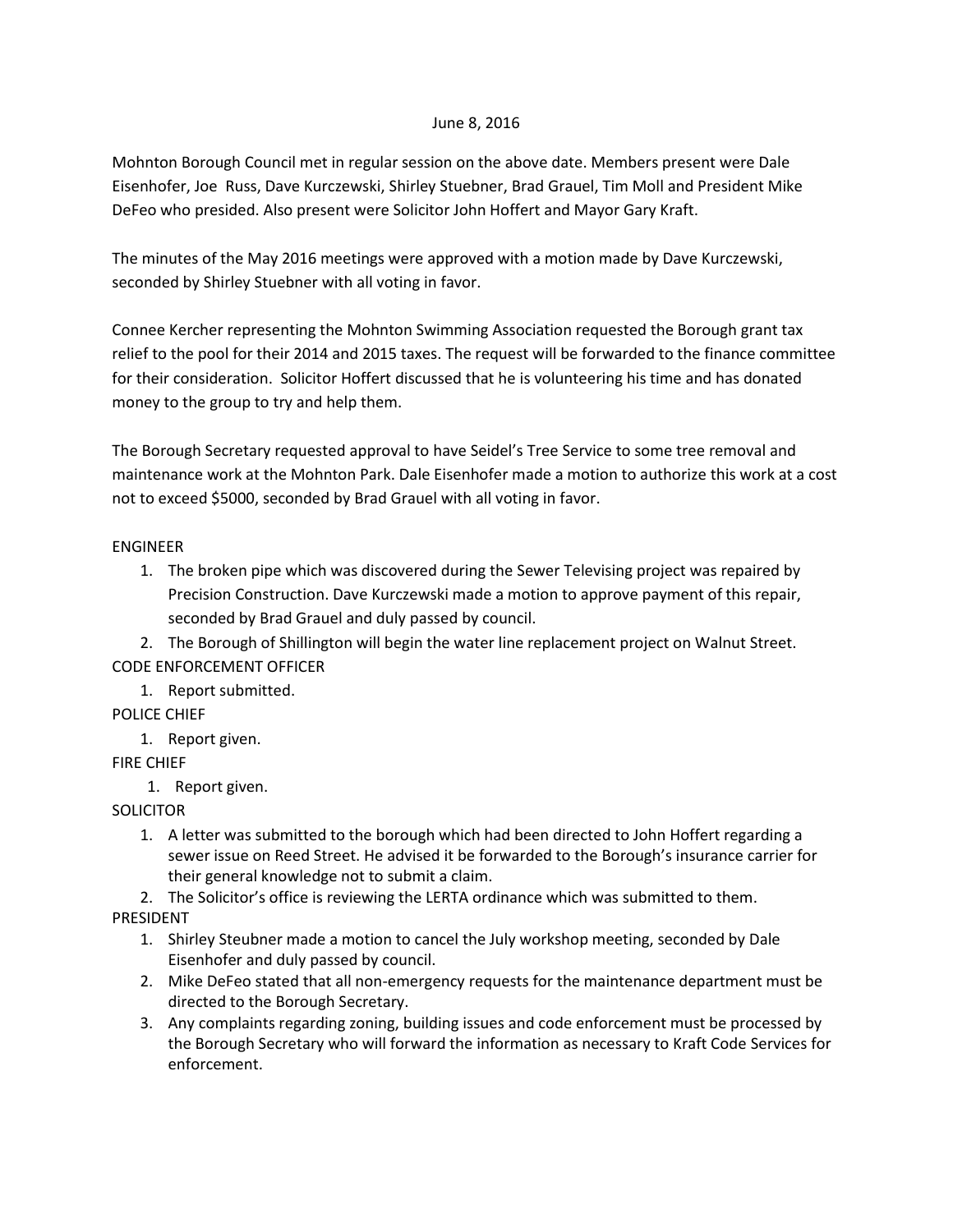June 8, 2016

Mohnton Borough Council met in regular session on the above date. Members present were Dale Eisenhofer, Joe Russ, Dave Kurczewski, Shirley Stuebner, Brad Grauel, Tim Moll and President Mike DeFeo who presided. Also present were Solicitor John Hoffert and Mayor Gary Kraft.

The minutes of the May 2016 meetings were approved with a motion made by Dave Kurczewski, seconded by Shirley Stuebner with all voting in favor.

Connee Kercher representing the Mohnton Swimming Association requested the Borough grant tax relief to the pool for their 2014 and 2015 taxes. The request will be forwarded to the finance committee for their consideration. Solicitor Hoffert discussed that he is volunteering his time and has donated money to the group to try and help them.

The Borough Secretary requested approval to have Seidel's Tree Service to some tree removal and maintenance work at the Mohnton Park. Dale Eisenhofer made a motion to authorize this work at a cost not to exceed $5000, seconded by Brad Grauel with all voting in favor.

ENGINEER

1. The broken pipe which was discovered during the Sewer Televising project was repaired by Precision Construction. Dave Kurczewski made a motion to approve payment of this repair, seconded by Brad Grauel and duly passed by council.
2. The Borough of Shillington will begin the water line replacement project on Walnut Street.

CODE ENFORCEMENT OFFICER

1. Report submitted.

POLICE CHIEF

1. Report given.

FIRE CHIEF

1. Report given.

SOLICITOR

1. A letter was submitted to the borough which had been directed to John Hoffert regarding a sewer issue on Reed Street. He advised it be forwarded to the Borough's insurance carrier for their general knowledge not to submit a claim.
2. The Solicitor's office is reviewing the LERTA ordinance which was submitted to them.

PRESIDENT

1. Shirley Steubner made a motion to cancel the July workshop meeting, seconded by Dale Eisenhofer and duly passed by council.
2. Mike DeFeo stated that all non-emergency requests for the maintenance department must be directed to the Borough Secretary.
3. Any complaints regarding zoning, building issues and code enforcement must be processed by the Borough Secretary who will forward the information as necessary to Kraft Code Services for enforcement.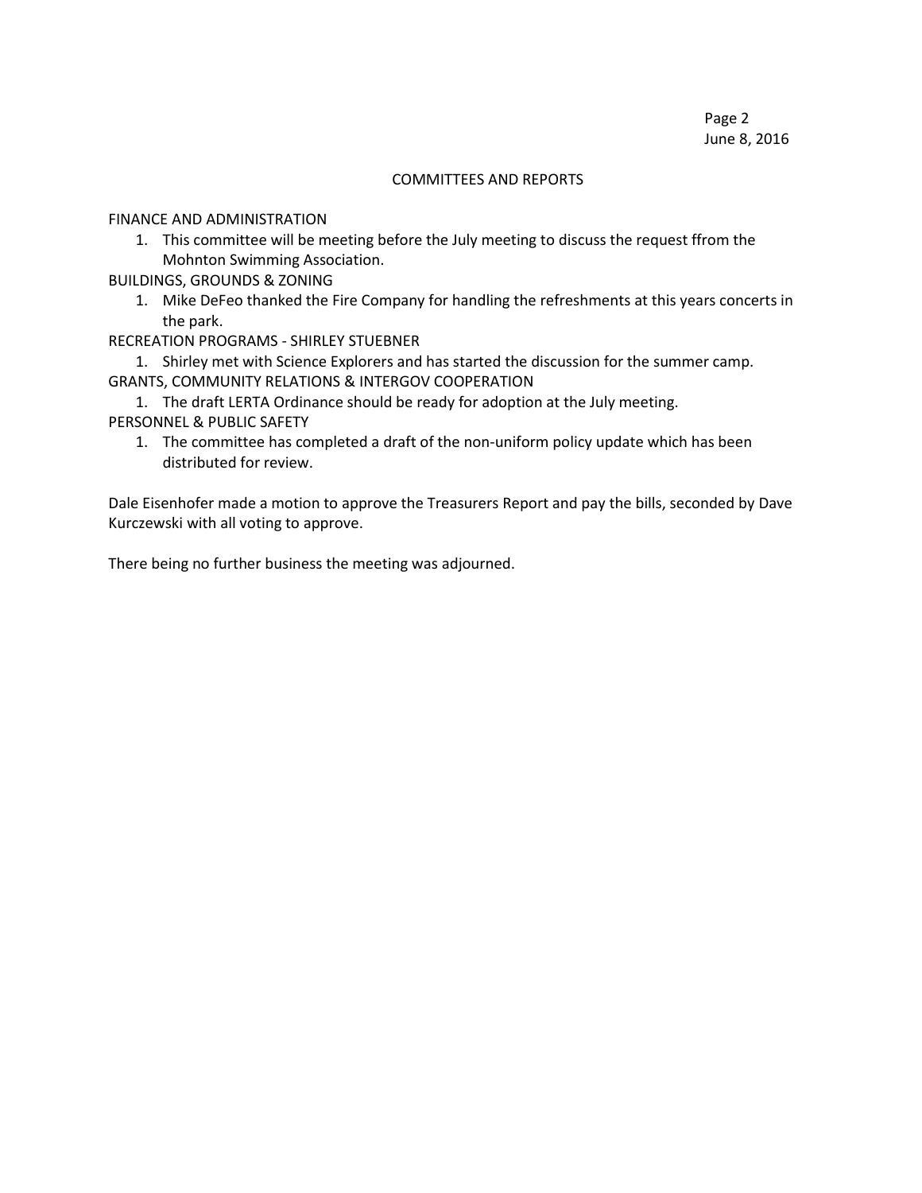## COMMITTEES AND REPORTS

FINANCE AND ADMINISTRATION

1. This committee will be meeting before the July meeting to discuss the request ffrom the Mohnton Swimming Association.

BUILDINGS, GROUNDS & ZONING

1. Mike DeFeo thanked the Fire Company for handling the refreshments at this years concerts in the park.

RECREATION PROGRAMS - SHIRLEY STUEBNER

1. Shirley met with Science Explorers and has started the discussion for the summer camp.

GRANTS, COMMUNITY RELATIONS & INTERGOV COOPERATION

1. The draft LERTA Ordinance should be ready for adoption at the July meeting.

PERSONNEL & PUBLIC SAFETY

1. The committee has completed a draft of the non-uniform policy update which has been distributed for review.

Dale Eisenhofer made a motion to approve the Treasurers Report and pay the bills, seconded by Dave Kurczewski with all voting to approve.

There being no further business the meeting was adjourned.